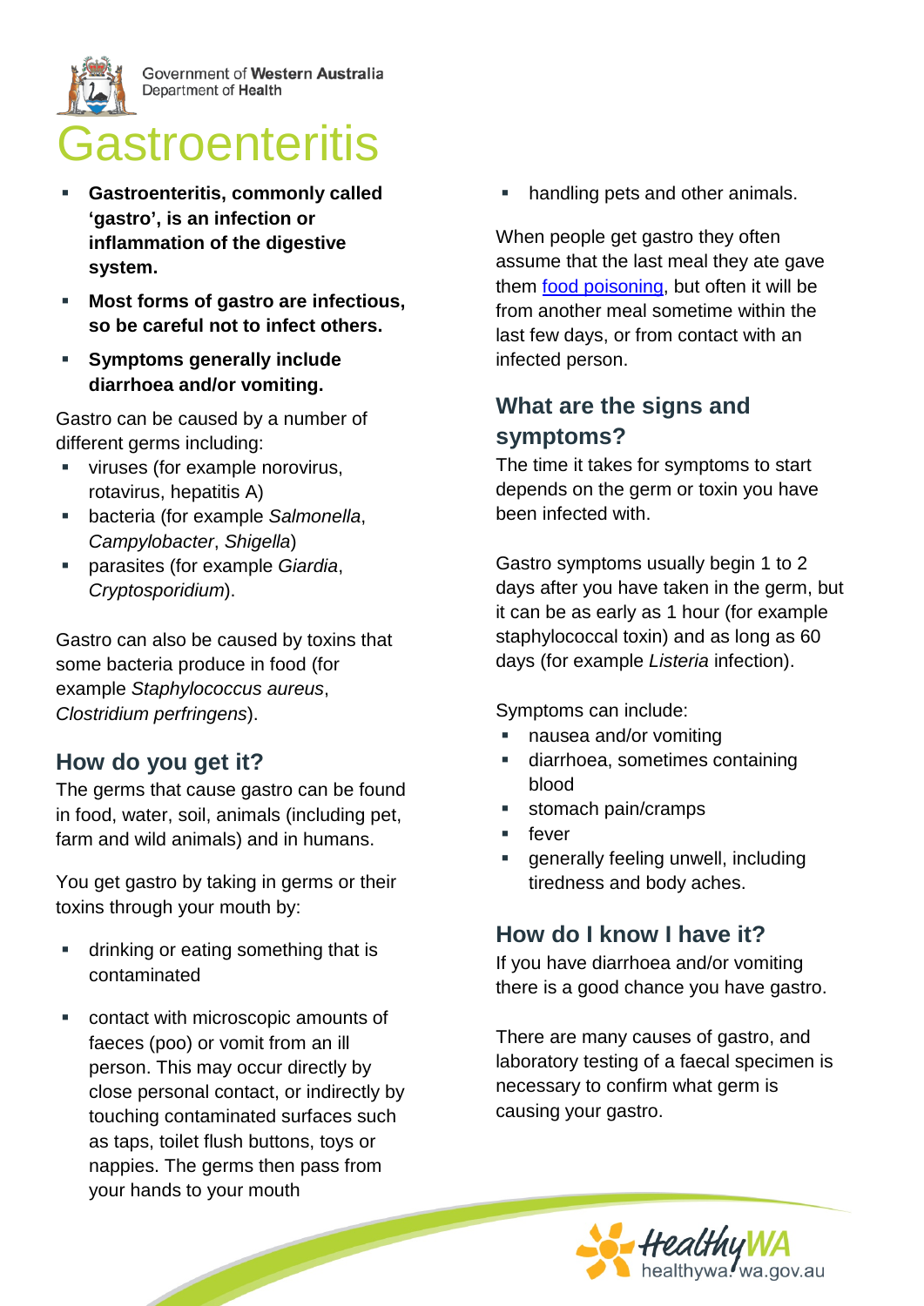Government of Western Australia
Department of Health

# Gastroenteritis

- **Gastroenteritis, commonly called 'gastro', is an infection or inflammation of the digestive system.**
- **Most forms of gastro are infectious, so be careful not to infect others.**
- **Symptoms generally include diarrhoea and/or vomiting.**

Gastro can be caused by a number of different germs including:

- viruses (for example norovirus, rotavirus, hepatitis A)
- bacteria (for example *Salmonella*, *Campylobacter*, *Shigella*)
- parasites (for example *Giardia*, *Cryptosporidium*).

Gastro can also be caused by toxins that some bacteria produce in food (for example *Staphylococcus aureus*, *Clostridium perfringens*).

## How do you get it?

The germs that cause gastro can be found in food, water, soil, animals (including pet, farm and wild animals) and in humans.

You get gastro by taking in germs or their toxins through your mouth by:

- drinking or eating something that is contaminated
- contact with microscopic amounts of faeces (poo) or vomit from an ill person. This may occur directly by close personal contact, or indirectly by touching contaminated surfaces such as taps, toilet flush buttons, toys or nappies. The germs then pass from your hands to your mouth
- handling pets and other animals.

When people get gastro they often assume that the last meal they ate gave them food poisoning, but often it will be from another meal sometime within the last few days, or from contact with an infected person.

## What are the signs and symptoms?

The time it takes for symptoms to start depends on the germ or toxin you have been infected with.

Gastro symptoms usually begin 1 to 2 days after you have taken in the germ, but it can be as early as 1 hour (for example staphylococcal toxin) and as long as 60 days (for example *Listeria* infection).

Symptoms can include:

- nausea and/or vomiting
- diarrhoea, sometimes containing blood
- stomach pain/cramps
- fever
- generally feeling unwell, including tiredness and body aches.

## How do I know I have it?

If you have diarrhoea and/or vomiting there is a good chance you have gastro.

There are many causes of gastro, and laboratory testing of a faecal specimen is necessary to confirm what germ is causing your gastro.

HealthyWA
healthywa.wa.gov.au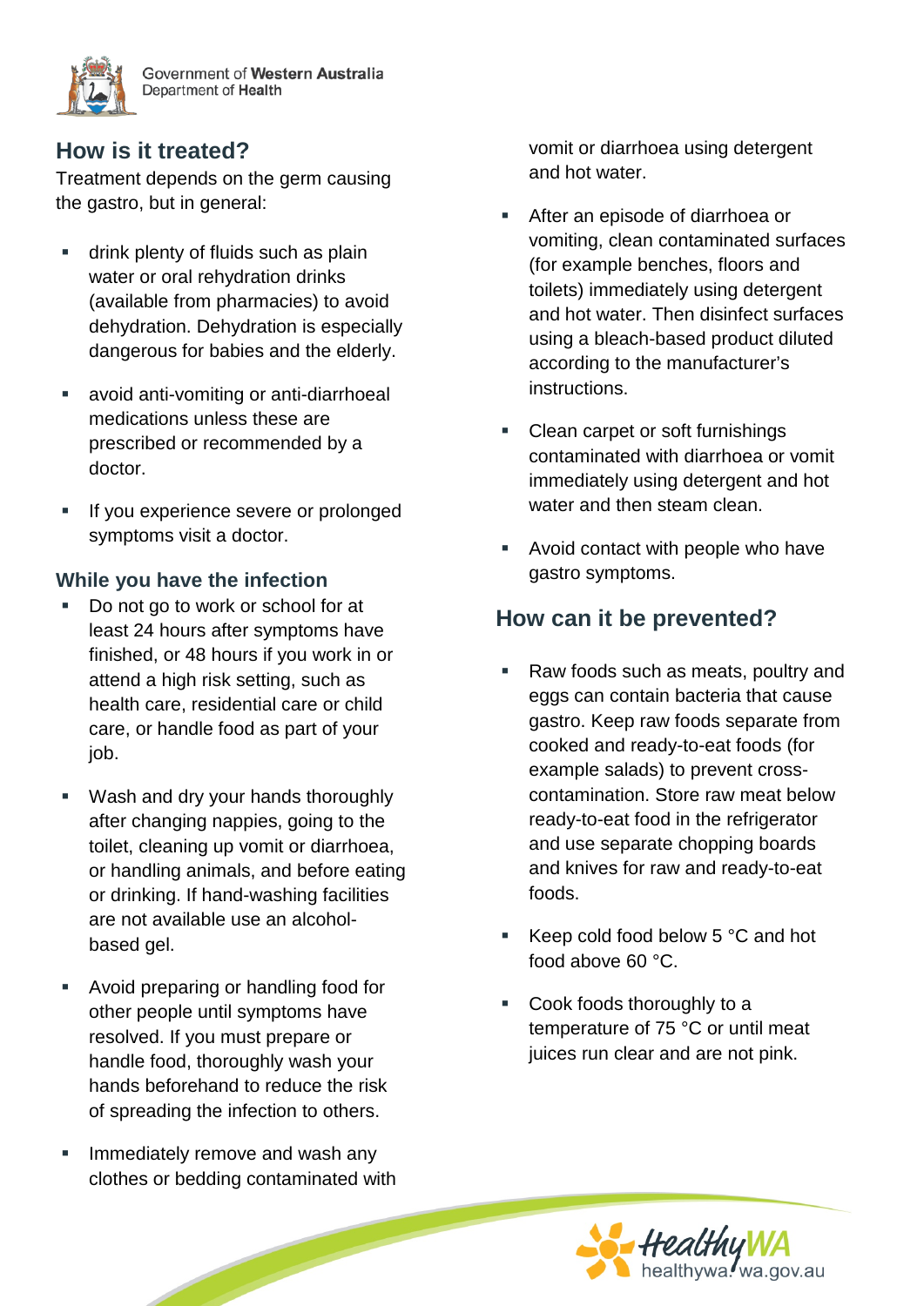## How is it treated?

Treatment depends on the germ causing the gastro, but in general:

- drink plenty of fluids such as plain water or oral rehydration drinks (available from pharmacies) to avoid dehydration. Dehydration is especially dangerous for babies and the elderly.
- avoid anti-vomiting or anti-diarrhoeal medications unless these are prescribed or recommended by a doctor.
- If you experience severe or prolonged symptoms visit a doctor.

### While you have the infection

- Do not go to work or school for at least 24 hours after symptoms have finished, or 48 hours if you work in or attend a high risk setting, such as health care, residential care or child care, or handle food as part of your job.
- Wash and dry your hands thoroughly after changing nappies, going to the toilet, cleaning up vomit or diarrhoea, or handling animals, and before eating or drinking. If hand-washing facilities are not available use an alcohol-based gel.
- Avoid preparing or handling food for other people until symptoms have resolved. If you must prepare or handle food, thoroughly wash your hands beforehand to reduce the risk of spreading the infection to others.
- Immediately remove and wash any clothes or bedding contaminated with vomit or diarrhoea using detergent and hot water.
- After an episode of diarrhoea or vomiting, clean contaminated surfaces (for example benches, floors and toilets) immediately using detergent and hot water. Then disinfect surfaces using a bleach-based product diluted according to the manufacturer's instructions.
- Clean carpet or soft furnishings contaminated with diarrhoea or vomit immediately using detergent and hot water and then steam clean.
- Avoid contact with people who have gastro symptoms.

## How can it be prevented?

- Raw foods such as meats, poultry and eggs can contain bacteria that cause gastro. Keep raw foods separate from cooked and ready-to-eat foods (for example salads) to prevent cross-contamination. Store raw meat below ready-to-eat food in the refrigerator and use separate chopping boards and knives for raw and ready-to-eat foods.
- Keep cold food below 5 °C and hot food above 60 °C.
- Cook foods thoroughly to a temperature of 75 °C or until meat juices run clear and are not pink.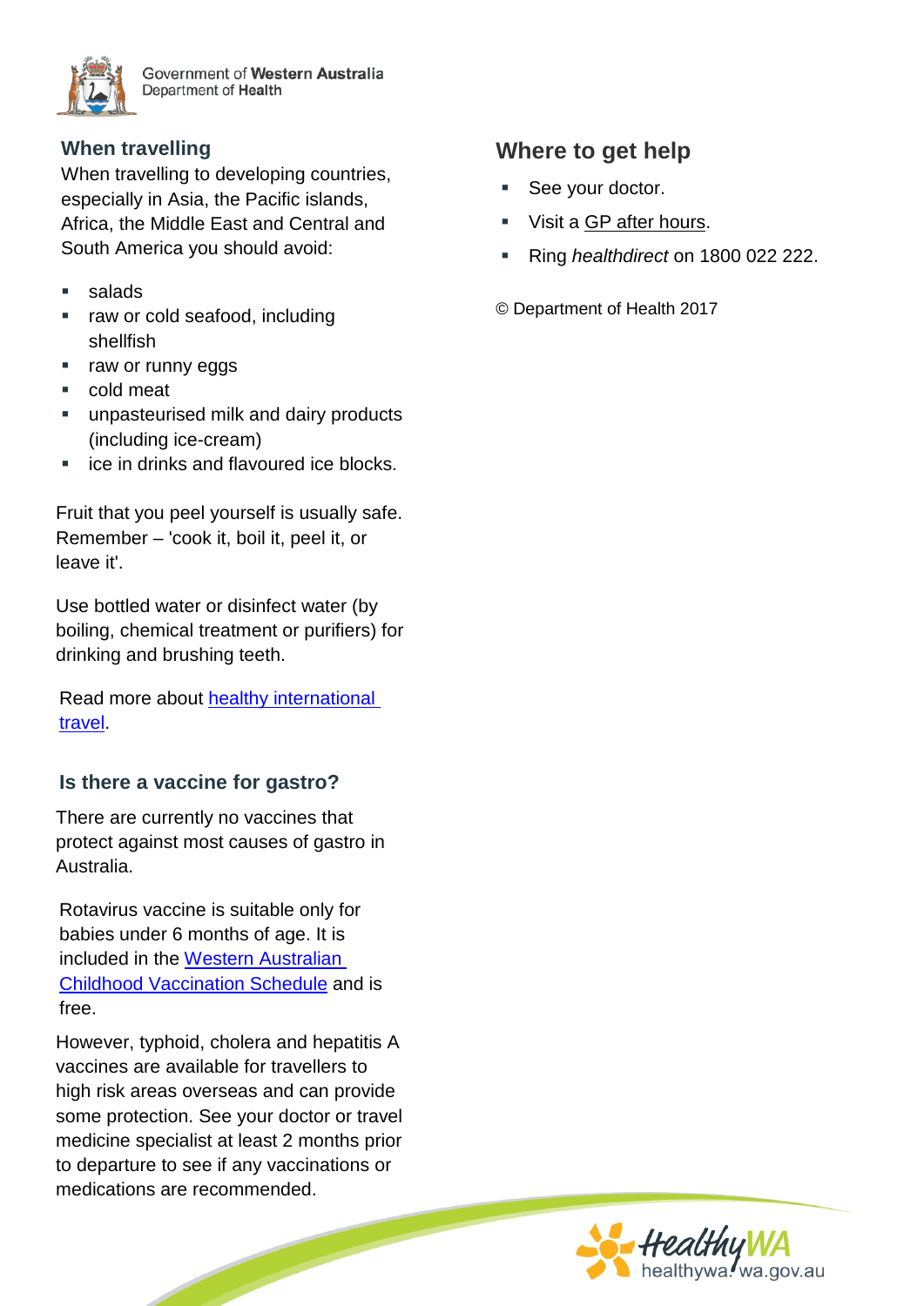## When travelling

When travelling to developing countries, especially in Asia, the Pacific islands, Africa, the Middle East and Central and South America you should avoid:

- salads
- raw or cold seafood, including shellfish
- raw or runny eggs
- cold meat
- unpasteurised milk and dairy products (including ice-cream)
- ice in drinks and flavoured ice blocks.

Fruit that you peel yourself is usually safe. Remember – 'cook it, boil it, peel it, or leave it'.

Use bottled water or disinfect water (by boiling, chemical treatment or purifiers) for drinking and brushing teeth.

Read more about healthy international travel.

## Is there a vaccine for gastro?

There are currently no vaccines that protect against most causes of gastro in Australia.

Rotavirus vaccine is suitable only for babies under 6 months of age. It is included in the Western Australian Childhood Vaccination Schedule and is free.

However, typhoid, cholera and hepatitis A vaccines are available for travellers to high risk areas overseas and can provide some protection. See your doctor or travel medicine specialist at least 2 months prior to departure to see if any vaccinations or medications are recommended.

## Where to get help

- See your doctor.
- Visit a GP after hours.
- Ring *healthdirect* on 1800 022 222.

© Department of Health 2017